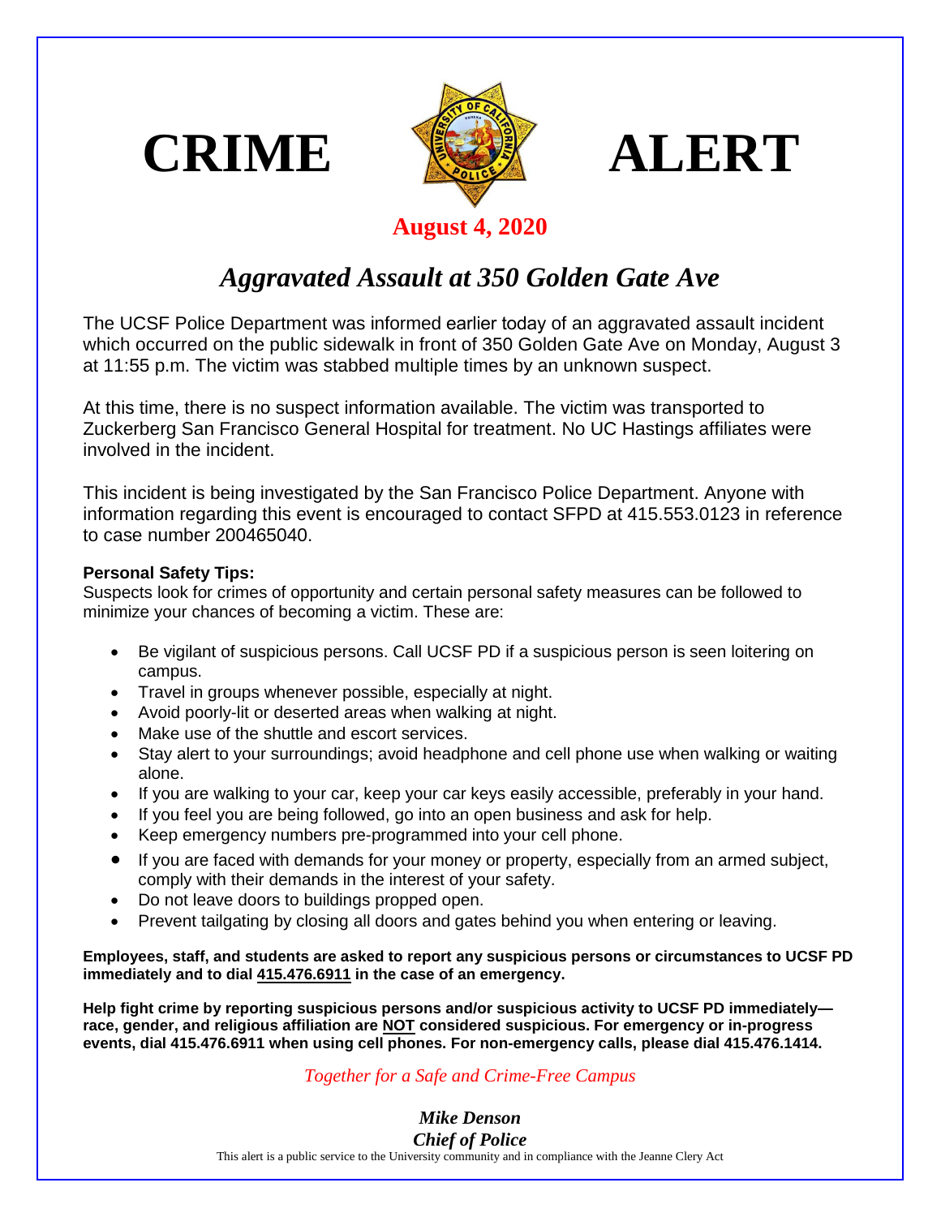# CRIME ALERT

**August 4, 2020**

## *Aggravated Assault at 350 Golden Gate Ave*

The UCSF Police Department was informed earlier today of an aggravated assault incident which occurred on the public sidewalk in front of 350 Golden Gate Ave on Monday, August 3 at 11:55 p.m. The victim was stabbed multiple times by an unknown suspect.

At this time, there is no suspect information available. The victim was transported to Zuckerberg San Francisco General Hospital for treatment. No UC Hastings affiliates were involved in the incident.

This incident is being investigated by the San Francisco Police Department. Anyone with information regarding this event is encouraged to contact SFPD at 415.553.0123 in reference to case number 200465040.

**Personal Safety Tips:**
Suspects look for crimes of opportunity and certain personal safety measures can be followed to minimize your chances of becoming a victim. These are:

- Be vigilant of suspicious persons. Call UCSF PD if a suspicious person is seen loitering on campus.
- Travel in groups whenever possible, especially at night.
- Avoid poorly-lit or deserted areas when walking at night.
- Make use of the shuttle and escort services.
- Stay alert to your surroundings; avoid headphone and cell phone use when walking or waiting alone.
- If you are walking to your car, keep your car keys easily accessible, preferably in your hand.
- If you feel you are being followed, go into an open business and ask for help.
- Keep emergency numbers pre-programmed into your cell phone.
- If you are faced with demands for your money or property, especially from an armed subject, comply with their demands in the interest of your safety.
- Do not leave doors to buildings propped open.
- Prevent tailgating by closing all doors and gates behind you when entering or leaving.

**Employees, staff, and students are asked to report any suspicious persons or circumstances to UCSF PD immediately and to dial 415.476.6911 in the case of an emergency.**

**Help fight crime by reporting suspicious persons and/or suspicious activity to UCSF PD immediately—race, gender, and religious affiliation are NOT considered suspicious. For emergency or in-progress events, dial 415.476.6911 when using cell phones. For non-emergency calls, please dial 415.476.1414.**

*Together for a Safe and Crime-Free Campus*

***Mike Denson***
***Chief of Police***

This alert is a public service to the University community and in compliance with the Jeanne Clery Act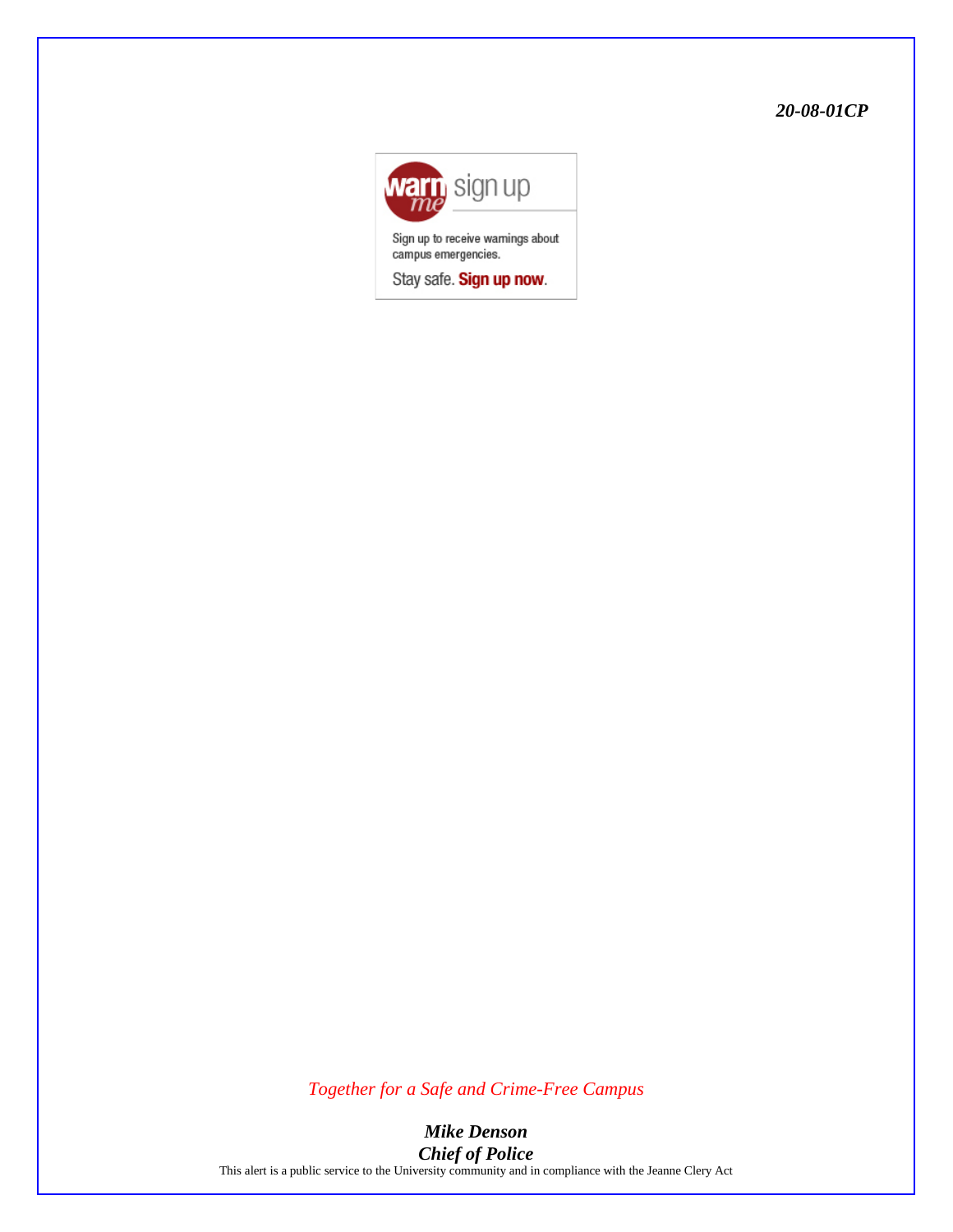***20-08-01CP***

warn me sign up

Sign up to receive warnings about campus emergencies.

Stay safe. **Sign up now**.

*Together for a Safe and Crime-Free Campus*

***Mike Denson***
***Chief of Police***

This alert is a public service to the University community and in compliance with the Jeanne Clery Act